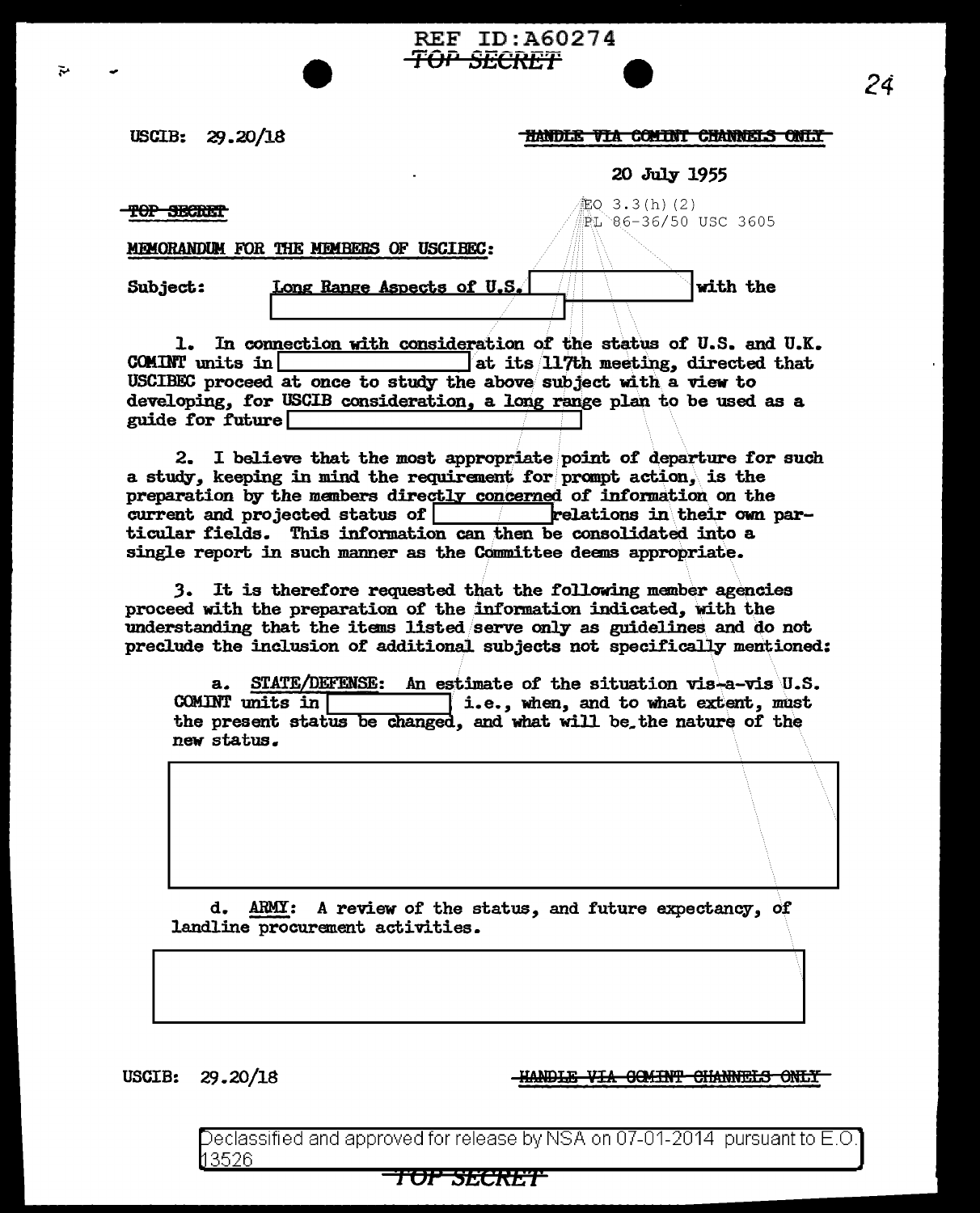REF ID:A60274

TOP SECRET

USCIB: 29.20/18

HANDLE VIA COMINT CHANNELS ONLY

20 July 1955

TOP SECRET

EO 3.3(h)(2)
PL 86-36/50 USC 3605

MEMORANDUM FOR THE MEMBERS OF USCIBEC:

Subject: Long Range Aspects of U.S. [ ] with the [ ]

1. In connection with consideration of the status of U.S. and U.K. COMINT units in [ ] at its 117th meeting, directed that USCIBEC proceed at once to study the above subject with a view to developing, for USCIB consideration, a long range plan to be used as a guide for future [ ]

2. I believe that the most appropriate point of departure for such a study, keeping in mind the requirement for prompt action, is the preparation by the members directly concerned of information on the current and projected status of [ ] relations in their own particular fields. This information can then be consolidated into a single report in such manner as the Committee deems appropriate.

3. It is therefore requested that the following member agencies proceed with the preparation of the information indicated, with the understanding that the items listed serve only as guidelines and do not preclude the inclusion of additional subjects not specifically mentioned:

a. STATE/DEFENSE: An estimate of the situation vis-a-vis U.S. COMINT units in [ ] i.e., when, and to what extent, must the present status be changed, and what will be the nature of the new status.

[ ]

d. ARMY: A review of the status, and future expectancy, of landline procurement activities.

[ ]

USCIB: 29.20/18

HANDLE VIA COMINT CHANNELS ONLY

Declassified and approved for release by NSA on 07-01-2014 pursuant to E.O. 13526

TOP SECRET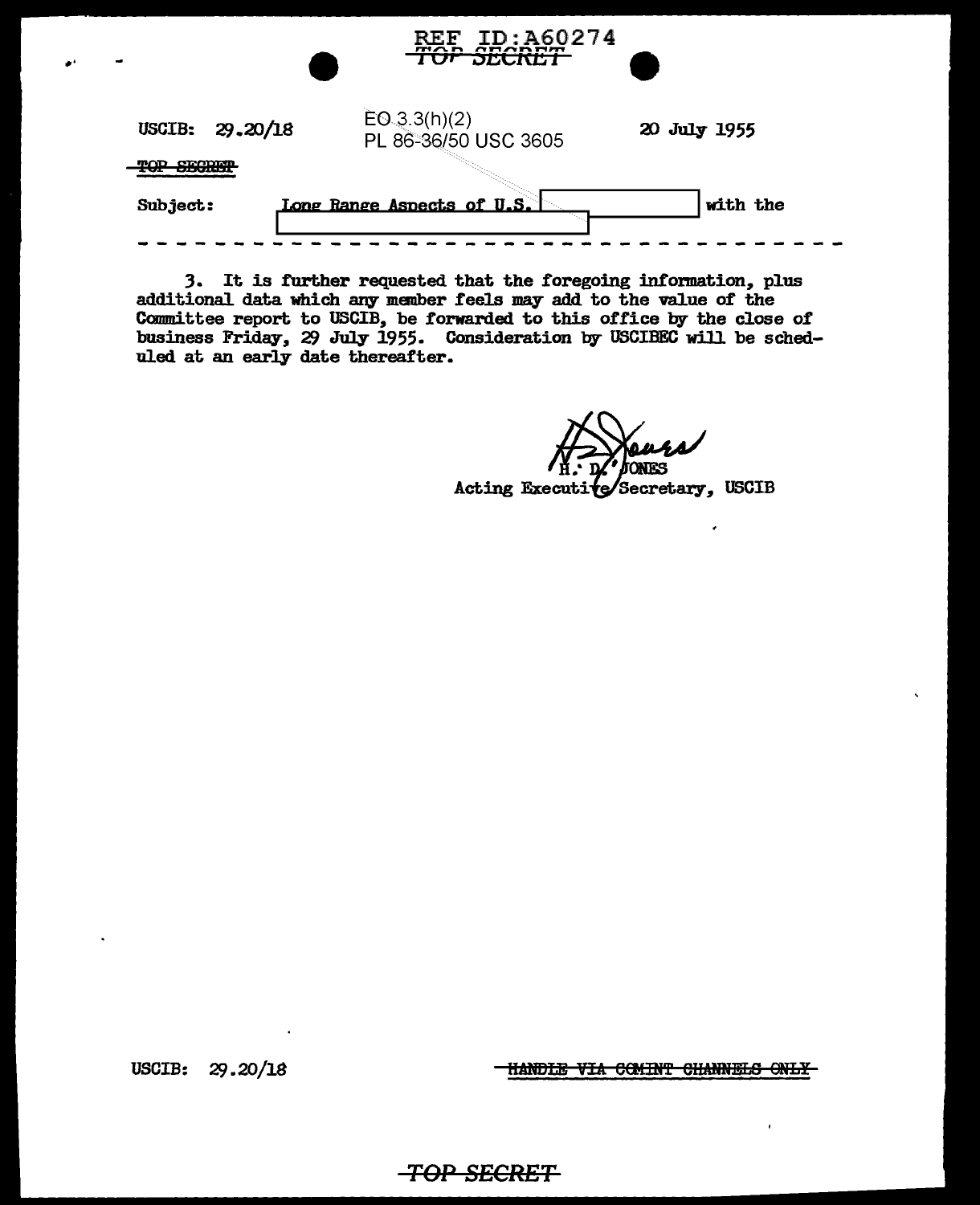REF ID:A60274
~~TOP SECRET~~

USCIB: 29.20/18

EO 3.3(h)(2)
PL 86-36/50 USC 3605

20 July 1955

~~TOP SECRET~~

Subject: Long Range Aspects of U.S. [REDACTED] with the [REDACTED]

- - - - - - - - - - - - - - - - - - - - - - - - - - - - - - - - - - - - - - -

3. It is further requested that the foregoing information, plus additional data which any member feels may add to the value of the Committee report to USCIB, be forwarded to this office by the close of business Friday, 29 July 1955. Consideration by USCIBEC will be scheduled at an early date thereafter.

H. D. JONES
Acting Executive Secretary, USCIB

USCIB: 29.20/18

~~HANDLE VIA COMINT CHANNELS ONLY~~

~~TOP SECRET~~